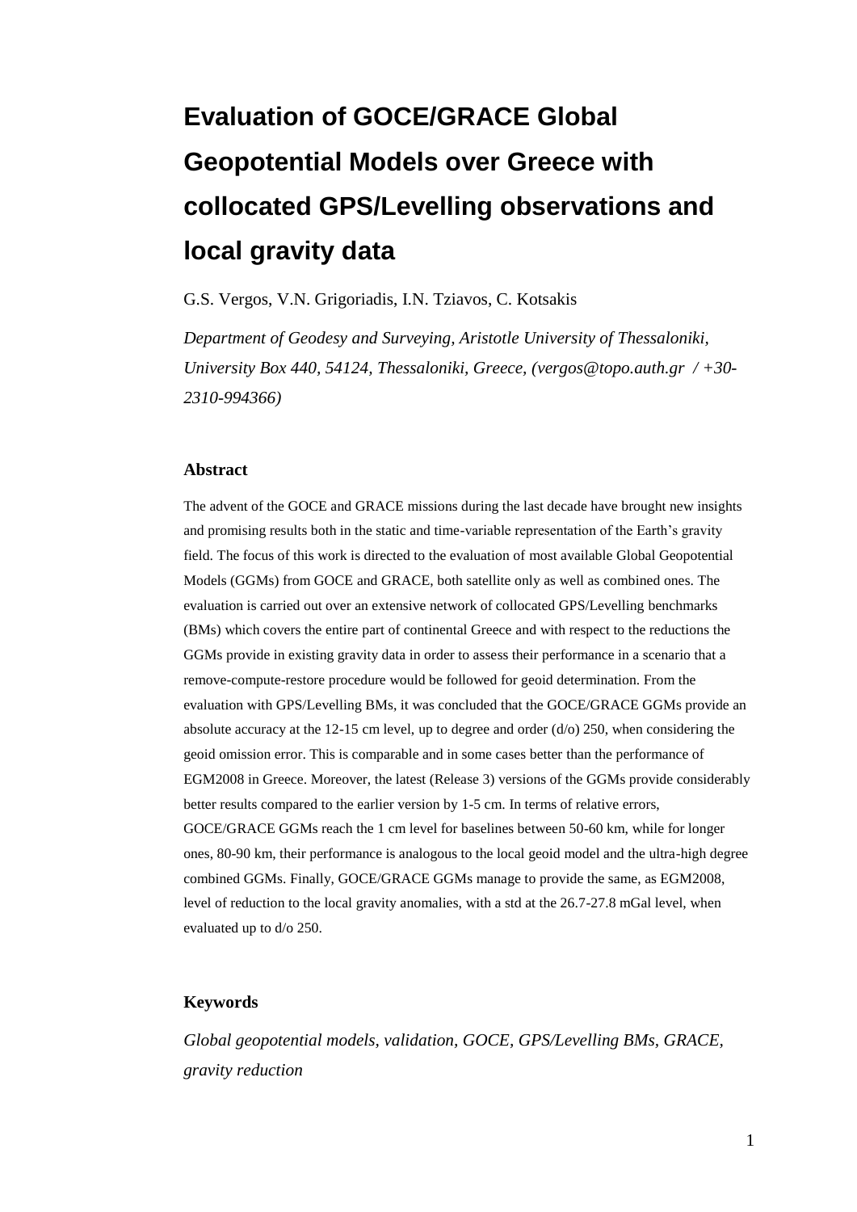# Evaluation of GOCE/GRACE Global Geopotential Models over Greece with collocated GPS/Levelling observations and local gravity data

G.S. Vergos, V.N. Grigoriadis, I.N. Tziavos, C. Kotsakis

*Department of Geodesy and Surveying, Aristotle University of Thessaloniki, University Box 440, 54124, Thessaloniki, Greece, (vergos@topo.auth.gr / +30-2310-994366)*

## Abstract

The advent of the GOCE and GRACE missions during the last decade have brought new insights and promising results both in the static and time-variable representation of the Earth's gravity field. The focus of this work is directed to the evaluation of most available Global Geopotential Models (GGMs) from GOCE and GRACE, both satellite only as well as combined ones. The evaluation is carried out over an extensive network of collocated GPS/Levelling benchmarks (BMs) which covers the entire part of continental Greece and with respect to the reductions the GGMs provide in existing gravity data in order to assess their performance in a scenario that a remove-compute-restore procedure would be followed for geoid determination. From the evaluation with GPS/Levelling BMs, it was concluded that the GOCE/GRACE GGMs provide an absolute accuracy at the 12-15 cm level, up to degree and order (d/o) 250, when considering the geoid omission error. This is comparable and in some cases better than the performance of EGM2008 in Greece. Moreover, the latest (Release 3) versions of the GGMs provide considerably better results compared to the earlier version by 1-5 cm. In terms of relative errors, GOCE/GRACE GGMs reach the 1 cm level for baselines between 50-60 km, while for longer ones, 80-90 km, their performance is analogous to the local geoid model and the ultra-high degree combined GGMs. Finally, GOCE/GRACE GGMs manage to provide the same, as EGM2008, level of reduction to the local gravity anomalies, with a std at the 26.7-27.8 mGal level, when evaluated up to d/o 250.

## Keywords

*Global geopotential models, validation, GOCE, GPS/Levelling BMs, GRACE, gravity reduction*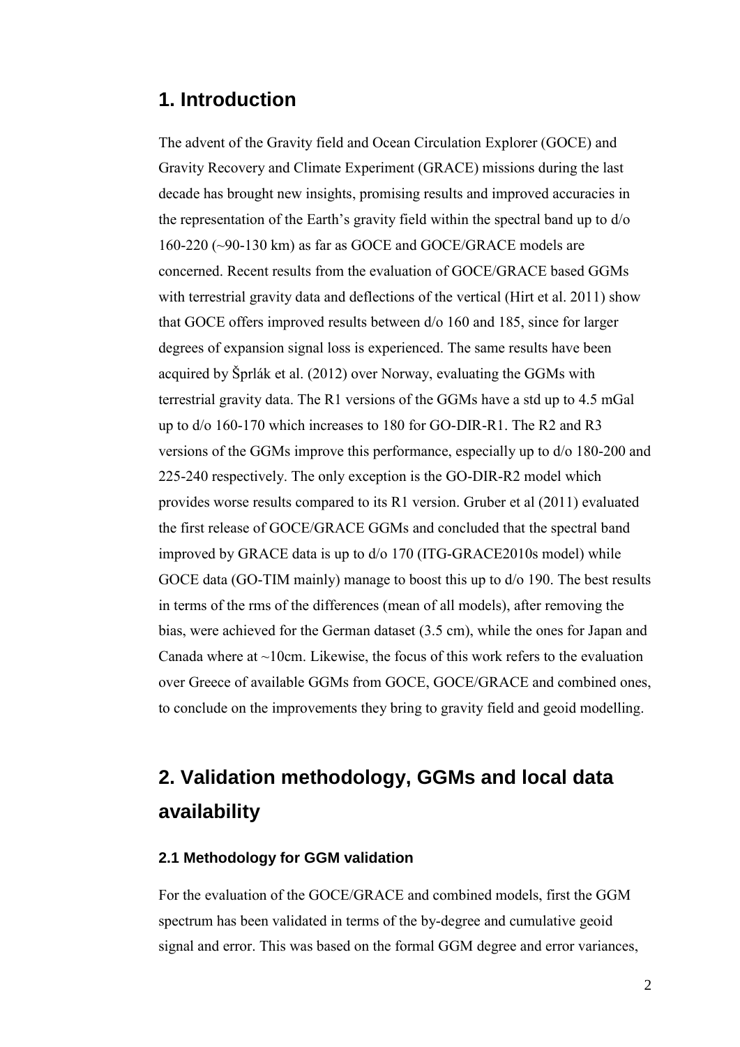# 1. Introduction

The advent of the Gravity field and Ocean Circulation Explorer (GOCE) and Gravity Recovery and Climate Experiment (GRACE) missions during the last decade has brought new insights, promising results and improved accuracies in the representation of the Earth's gravity field within the spectral band up to d/o 160-220 (~90-130 km) as far as GOCE and GOCE/GRACE models are concerned. Recent results from the evaluation of GOCE/GRACE based GGMs with terrestrial gravity data and deflections of the vertical (Hirt et al. 2011) show that GOCE offers improved results between d/o 160 and 185, since for larger degrees of expansion signal loss is experienced. The same results have been acquired by Šprlák et al. (2012) over Norway, evaluating the GGMs with terrestrial gravity data. The R1 versions of the GGMs have a std up to 4.5 mGal up to d/o 160-170 which increases to 180 for GO-DIR-R1. The R2 and R3 versions of the GGMs improve this performance, especially up to d/o 180-200 and 225-240 respectively. The only exception is the GO-DIR-R2 model which provides worse results compared to its R1 version. Gruber et al (2011) evaluated the first release of GOCE/GRACE GGMs and concluded that the spectral band improved by GRACE data is up to d/o 170 (ITG-GRACE2010s model) while GOCE data (GO-TIM mainly) manage to boost this up to d/o 190. The best results in terms of the rms of the differences (mean of all models), after removing the bias, were achieved for the German dataset (3.5 cm), while the ones for Japan and Canada where at ~10cm. Likewise, the focus of this work refers to the evaluation over Greece of available GGMs from GOCE, GOCE/GRACE and combined ones, to conclude on the improvements they bring to gravity field and geoid modelling.

# 2. Validation methodology, GGMs and local data availability

### 2.1 Methodology for GGM validation

For the evaluation of the GOCE/GRACE and combined models, first the GGM spectrum has been validated in terms of the by-degree and cumulative geoid signal and error. This was based on the formal GGM degree and error variances,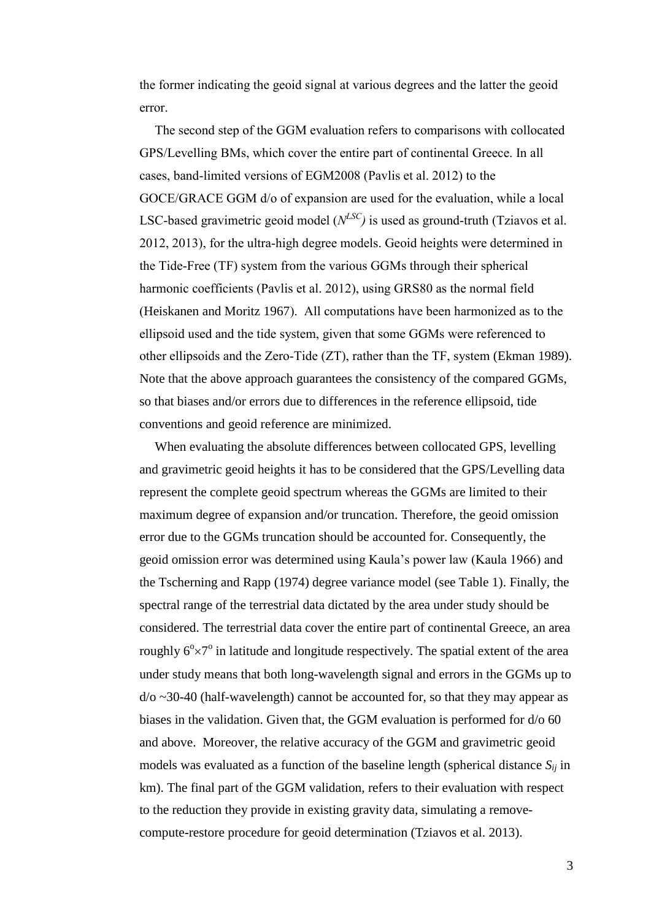the former indicating the geoid signal at various degrees and the latter the geoid error.

The second step of the GGM evaluation refers to comparisons with collocated GPS/Levelling BMs, which cover the entire part of continental Greece. In all cases, band-limited versions of EGM2008 (Pavlis et al. 2012) to the GOCE/GRACE GGM d/o of expansion are used for the evaluation, while a local LSC-based gravimetric geoid model ($N^{LSC}$) is used as ground-truth (Tziavos et al. 2012, 2013), for the ultra-high degree models. Geoid heights were determined in the Tide-Free (TF) system from the various GGMs through their spherical harmonic coefficients (Pavlis et al. 2012), using GRS80 as the normal field (Heiskanen and Moritz 1967). All computations have been harmonized as to the ellipsoid used and the tide system, given that some GGMs were referenced to other ellipsoids and the Zero-Tide (ZT), rather than the TF, system (Ekman 1989). Note that the above approach guarantees the consistency of the compared GGMs, so that biases and/or errors due to differences in the reference ellipsoid, tide conventions and geoid reference are minimized.

When evaluating the absolute differences between collocated GPS, levelling and gravimetric geoid heights it has to be considered that the GPS/Levelling data represent the complete geoid spectrum whereas the GGMs are limited to their maximum degree of expansion and/or truncation. Therefore, the geoid omission error due to the GGMs truncation should be accounted for. Consequently, the geoid omission error was determined using Kaula's power law (Kaula 1966) and the Tscherning and Rapp (1974) degree variance model (see Table 1). Finally, the spectral range of the terrestrial data dictated by the area under study should be considered. The terrestrial data cover the entire part of continental Greece, an area roughly $6^{o}\times7^{o}$ in latitude and longitude respectively. The spatial extent of the area under study means that both long-wavelength signal and errors in the GGMs up to d/o ~30-40 (half-wavelength) cannot be accounted for, so that they may appear as biases in the validation. Given that, the GGM evaluation is performed for d/o 60 and above. Moreover, the relative accuracy of the GGM and gravimetric geoid models was evaluated as a function of the baseline length (spherical distance $S_{ij}$ in km). The final part of the GGM validation, refers to their evaluation with respect to the reduction they provide in existing gravity data, simulating a remove-compute-restore procedure for geoid determination (Tziavos et al. 2013).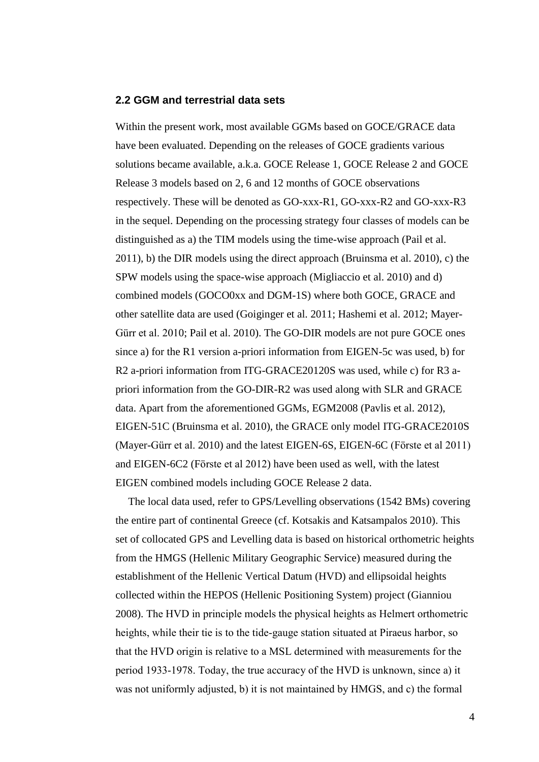## 2.2 GGM and terrestrial data sets

Within the present work, most available GGMs based on GOCE/GRACE data have been evaluated. Depending on the releases of GOCE gradients various solutions became available, a.k.a. GOCE Release 1, GOCE Release 2 and GOCE Release 3 models based on 2, 6 and 12 months of GOCE observations respectively. These will be denoted as GO-xxx-R1, GO-xxx-R2 and GO-xxx-R3 in the sequel. Depending on the processing strategy four classes of models can be distinguished as a) the TIM models using the time-wise approach (Pail et al. 2011), b) the DIR models using the direct approach (Bruinsma et al. 2010), c) the SPW models using the space-wise approach (Migliaccio et al. 2010) and d) combined models (GOCO0xx and DGM-1S) where both GOCE, GRACE and other satellite data are used (Goiginger et al. 2011; Hashemi et al. 2012; Mayer-Gürr et al. 2010; Pail et al. 2010). The GO-DIR models are not pure GOCE ones since a) for the R1 version a-priori information from EIGEN-5c was used, b) for R2 a-priori information from ITG-GRACE20120S was used, while c) for R3 a-priori information from the GO-DIR-R2 was used along with SLR and GRACE data. Apart from the aforementioned GGMs, EGM2008 (Pavlis et al. 2012), EIGEN-51C (Bruinsma et al. 2010), the GRACE only model ITG-GRACE2010S (Mayer-Gürr et al. 2010) and the latest EIGEN-6S, EIGEN-6C (Förste et al 2011) and EIGEN-6C2 (Förste et al 2012) have been used as well, with the latest EIGEN combined models including GOCE Release 2 data.

The local data used, refer to GPS/Levelling observations (1542 BMs) covering the entire part of continental Greece (cf. Kotsakis and Katsampalos 2010). This set of collocated GPS and Levelling data is based on historical orthometric heights from the HMGS (Hellenic Military Geographic Service) measured during the establishment of the Hellenic Vertical Datum (HVD) and ellipsoidal heights collected within the HEPOS (Hellenic Positioning System) project (Gianniou 2008). The HVD in principle models the physical heights as Helmert orthometric heights, while their tie is to the tide-gauge station situated at Piraeus harbor, so that the HVD origin is relative to a MSL determined with measurements for the period 1933-1978. Today, the true accuracy of the HVD is unknown, since a) it was not uniformly adjusted, b) it is not maintained by HMGS, and c) the formal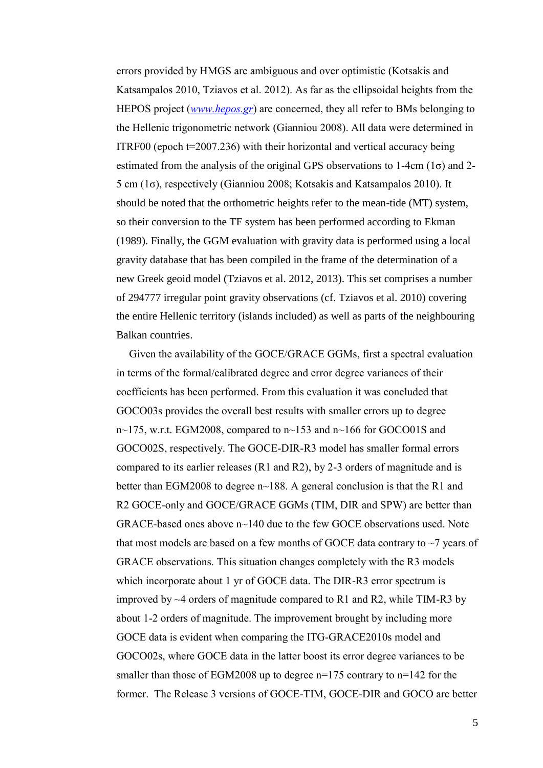errors provided by HMGS are ambiguous and over optimistic (Kotsakis and Katsampalos 2010, Tziavos et al. 2012). As far as the ellipsoidal heights from the HEPOS project (*www.hepos.gr*) are concerned, they all refer to BMs belonging to the Hellenic trigonometric network (Gianniou 2008). All data were determined in ITRF00 (epoch t=2007.236) with their horizontal and vertical accuracy being estimated from the analysis of the original GPS observations to 1-4cm (1σ) and 2-5 cm (1σ), respectively (Gianniou 2008; Kotsakis and Katsampalos 2010). It should be noted that the orthometric heights refer to the mean-tide (MT) system, so their conversion to the TF system has been performed according to Ekman (1989). Finally, the GGM evaluation with gravity data is performed using a local gravity database that has been compiled in the frame of the determination of a new Greek geoid model (Tziavos et al. 2012, 2013). This set comprises a number of 294777 irregular point gravity observations (cf. Tziavos et al. 2010) covering the entire Hellenic territory (islands included) as well as parts of the neighbouring Balkan countries.

Given the availability of the GOCE/GRACE GGMs, first a spectral evaluation in terms of the formal/calibrated degree and error degree variances of their coefficients has been performed. From this evaluation it was concluded that GOCO03s provides the overall best results with smaller errors up to degree n~175, w.r.t. EGM2008, compared to n~153 and n~166 for GOCO01S and GOCO02S, respectively. The GOCE-DIR-R3 model has smaller formal errors compared to its earlier releases (R1 and R2), by 2-3 orders of magnitude and is better than EGM2008 to degree n~188. A general conclusion is that the R1 and R2 GOCE-only and GOCE/GRACE GGMs (TIM, DIR and SPW) are better than GRACE-based ones above n~140 due to the few GOCE observations used. Note that most models are based on a few months of GOCE data contrary to ~7 years of GRACE observations. This situation changes completely with the R3 models which incorporate about 1 yr of GOCE data. The DIR-R3 error spectrum is improved by ~4 orders of magnitude compared to R1 and R2, while TIM-R3 by about 1-2 orders of magnitude. The improvement brought by including more GOCE data is evident when comparing the ITG-GRACE2010s model and GOCO02s, where GOCE data in the latter boost its error degree variances to be smaller than those of EGM2008 up to degree n=175 contrary to n=142 for the former. The Release 3 versions of GOCE-TIM, GOCE-DIR and GOCO are better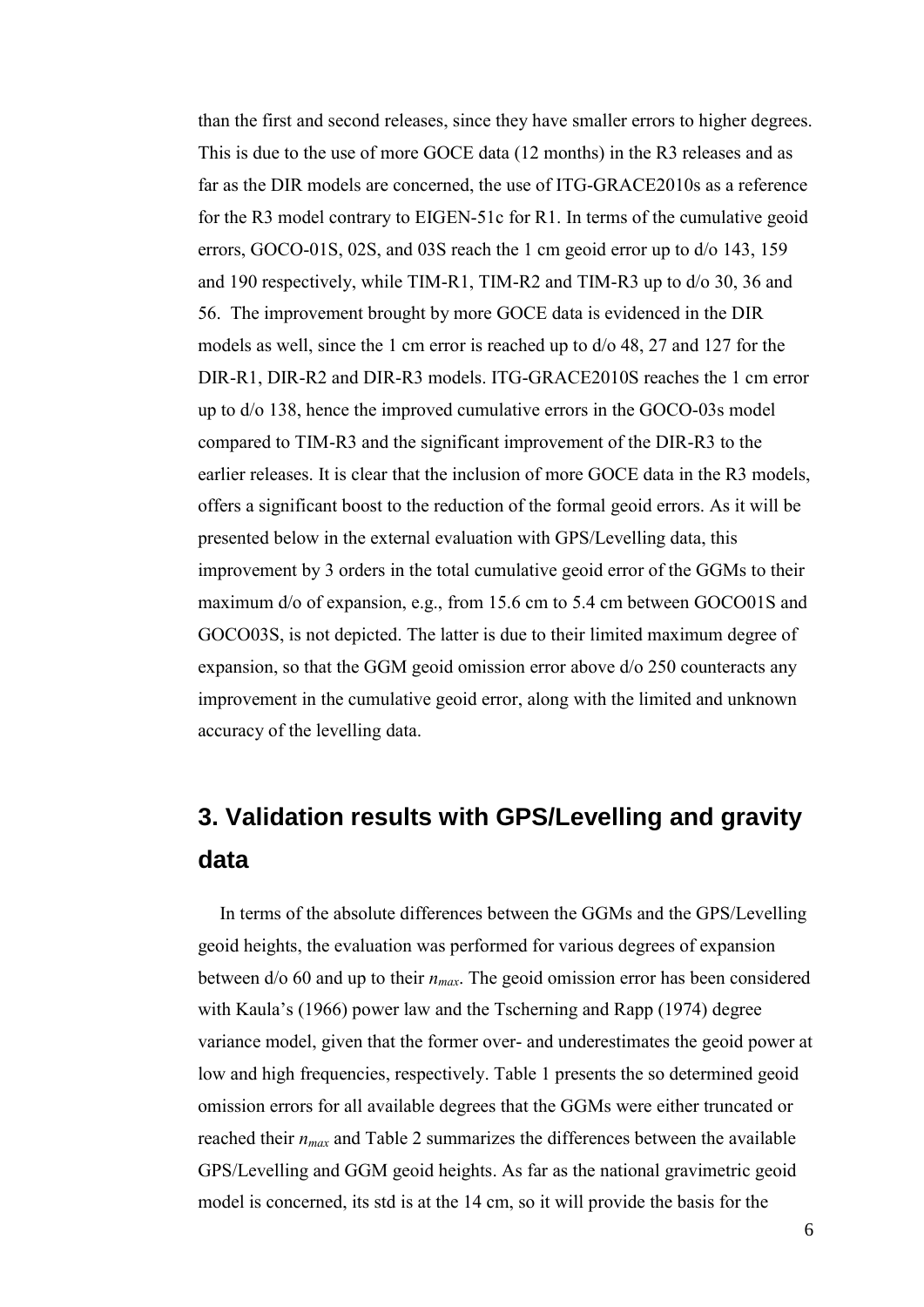than the first and second releases, since they have smaller errors to higher degrees. This is due to the use of more GOCE data (12 months) in the R3 releases and as far as the DIR models are concerned, the use of ITG-GRACE2010s as a reference for the R3 model contrary to EIGEN-51c for R1. In terms of the cumulative geoid errors, GOCO-01S, 02S, and 03S reach the 1 cm geoid error up to d/o 143, 159 and 190 respectively, while TIM-R1, TIM-R2 and TIM-R3 up to d/o 30, 36 and 56. The improvement brought by more GOCE data is evidenced in the DIR models as well, since the 1 cm error is reached up to d/o 48, 27 and 127 for the DIR-R1, DIR-R2 and DIR-R3 models. ITG-GRACE2010S reaches the 1 cm error up to d/o 138, hence the improved cumulative errors in the GOCO-03s model compared to TIM-R3 and the significant improvement of the DIR-R3 to the earlier releases. It is clear that the inclusion of more GOCE data in the R3 models, offers a significant boost to the reduction of the formal geoid errors. As it will be presented below in the external evaluation with GPS/Levelling data, this improvement by 3 orders in the total cumulative geoid error of the GGMs to their maximum d/o of expansion, e.g., from 15.6 cm to 5.4 cm between GOCO01S and GOCO03S, is not depicted. The latter is due to their limited maximum degree of expansion, so that the GGM geoid omission error above d/o 250 counteracts any improvement in the cumulative geoid error, along with the limited and unknown accuracy of the levelling data.

## 3. Validation results with GPS/Levelling and gravity data

In terms of the absolute differences between the GGMs and the GPS/Levelling geoid heights, the evaluation was performed for various degrees of expansion between d/o 60 and up to their $n_{max}$. The geoid omission error has been considered with Kaula's (1966) power law and the Tscherning and Rapp (1974) degree variance model, given that the former over- and underestimates the geoid power at low and high frequencies, respectively. Table 1 presents the so determined geoid omission errors for all available degrees that the GGMs were either truncated or reached their $n_{max}$ and Table 2 summarizes the differences between the available GPS/Levelling and GGM geoid heights. As far as the national gravimetric geoid model is concerned, its std is at the 14 cm, so it will provide the basis for the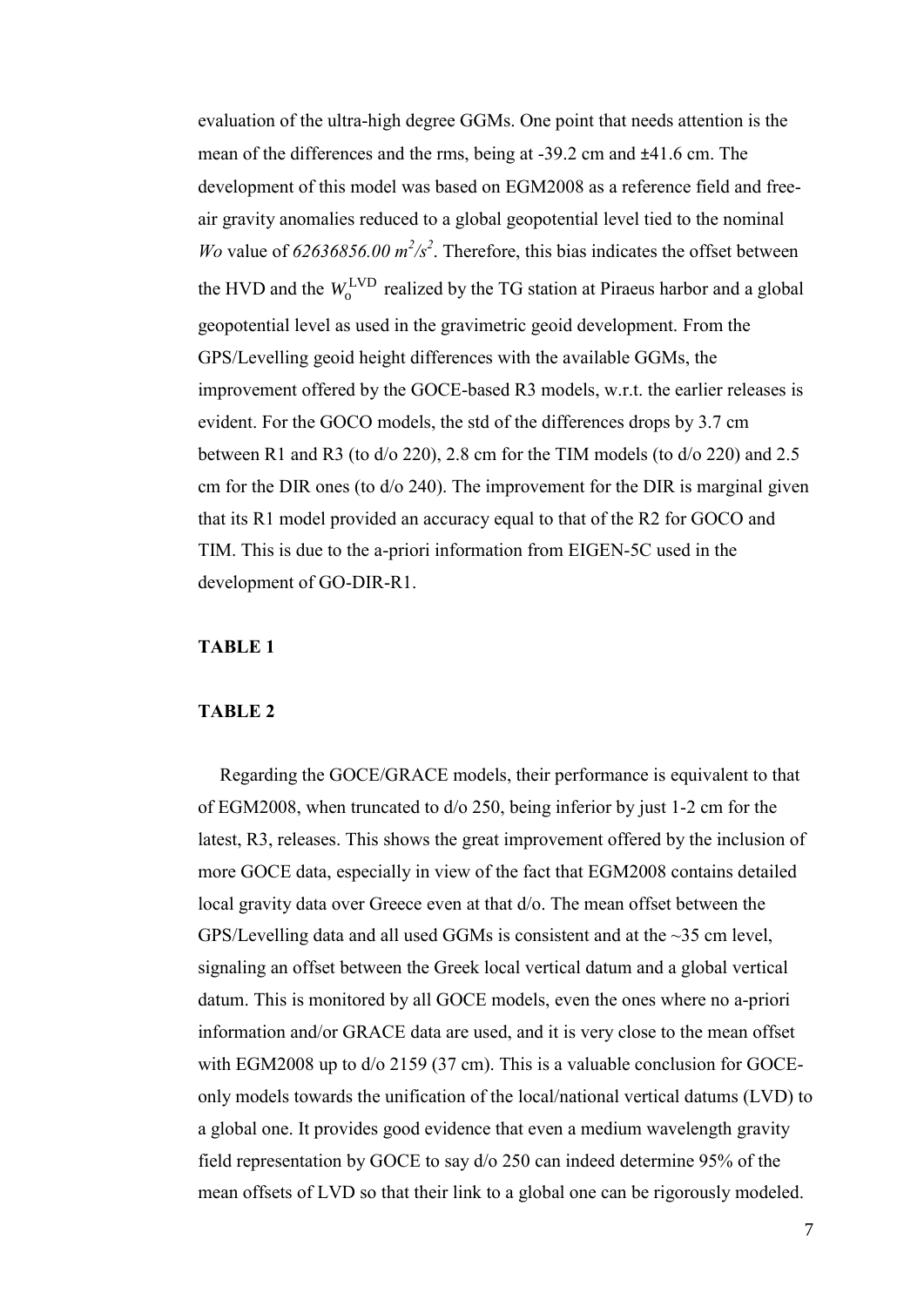evaluation of the ultra-high degree GGMs. One point that needs attention is the mean of the differences and the rms, being at -39.2 cm and ±41.6 cm. The development of this model was based on EGM2008 as a reference field and free-air gravity anomalies reduced to a global geopotential level tied to the nominal *Wo* value of *62636856.00* $m^2/s^2$. Therefore, this bias indicates the offset between the HVD and the $W_o^{LVD}$ realized by the TG station at Piraeus harbor and a global geopotential level as used in the gravimetric geoid development. From the GPS/Levelling geoid height differences with the available GGMs, the improvement offered by the GOCE-based R3 models, w.r.t. the earlier releases is evident. For the GOCO models, the std of the differences drops by 3.7 cm between R1 and R3 (to d/o 220), 2.8 cm for the TIM models (to d/o 220) and 2.5 cm for the DIR ones (to d/o 240). The improvement for the DIR is marginal given that its R1 model provided an accuracy equal to that of the R2 for GOCO and TIM. This is due to the a-priori information from EIGEN-5C used in the development of GO-DIR-R1.

**TABLE 1**

**TABLE 2**

Regarding the GOCE/GRACE models, their performance is equivalent to that of EGM2008, when truncated to d/o 250, being inferior by just 1-2 cm for the latest, R3, releases. This shows the great improvement offered by the inclusion of more GOCE data, especially in view of the fact that EGM2008 contains detailed local gravity data over Greece even at that d/o. The mean offset between the GPS/Levelling data and all used GGMs is consistent and at the ~35 cm level, signaling an offset between the Greek local vertical datum and a global vertical datum. This is monitored by all GOCE models, even the ones where no a-priori information and/or GRACE data are used, and it is very close to the mean offset with EGM2008 up to d/o 2159 (37 cm). This is a valuable conclusion for GOCE-only models towards the unification of the local/national vertical datums (LVD) to a global one. It provides good evidence that even a medium wavelength gravity field representation by GOCE to say d/o 250 can indeed determine 95% of the mean offsets of LVD so that their link to a global one can be rigorously modeled.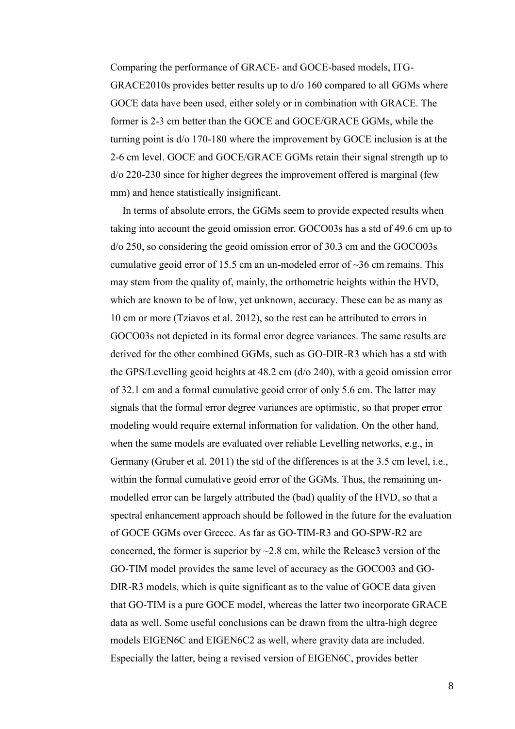Comparing the performance of GRACE- and GOCE-based models, ITG-GRACE2010s provides better results up to d/o 160 compared to all GGMs where GOCE data have been used, either solely or in combination with GRACE. The former is 2-3 cm better than the GOCE and GOCE/GRACE GGMs, while the turning point is d/o 170-180 where the improvement by GOCE inclusion is at the 2-6 cm level. GOCE and GOCE/GRACE GGMs retain their signal strength up to d/o 220-230 since for higher degrees the improvement offered is marginal (few mm) and hence statistically insignificant.

In terms of absolute errors, the GGMs seem to provide expected results when taking into account the geoid omission error. GOCO03s has a std of 49.6 cm up to d/o 250, so considering the geoid omission error of 30.3 cm and the GOCO03s cumulative geoid error of 15.5 cm an un-modeled error of ~36 cm remains. This may stem from the quality of, mainly, the orthometric heights within the HVD, which are known to be of low, yet unknown, accuracy. These can be as many as 10 cm or more (Tziavos et al. 2012), so the rest can be attributed to errors in GOCO03s not depicted in its formal error degree variances. The same results are derived for the other combined GGMs, such as GO-DIR-R3 which has a std with the GPS/Levelling geoid heights at 48.2 cm (d/o 240), with a geoid omission error of 32.1 cm and a formal cumulative geoid error of only 5.6 cm. The latter may signals that the formal error degree variances are optimistic, so that proper error modeling would require external information for validation. On the other hand, when the same models are evaluated over reliable Levelling networks, e.g., in Germany (Gruber et al. 2011) the std of the differences is at the 3.5 cm level, i.e., within the formal cumulative geoid error of the GGMs. Thus, the remaining un-modelled error can be largely attributed the (bad) quality of the HVD, so that a spectral enhancement approach should be followed in the future for the evaluation of GOCE GGMs over Greece. As far as GO-TIM-R3 and GO-SPW-R2 are concerned, the former is superior by ~2.8 cm, while the Release3 version of the GO-TIM model provides the same level of accuracy as the GOCO03 and GO-DIR-R3 models, which is quite significant as to the value of GOCE data given that GO-TIM is a pure GOCE model, whereas the latter two incorporate GRACE data as well. Some useful conclusions can be drawn from the ultra-high degree models EIGEN6C and EIGEN6C2 as well, where gravity data are included. Especially the latter, being a revised version of EIGEN6C, provides better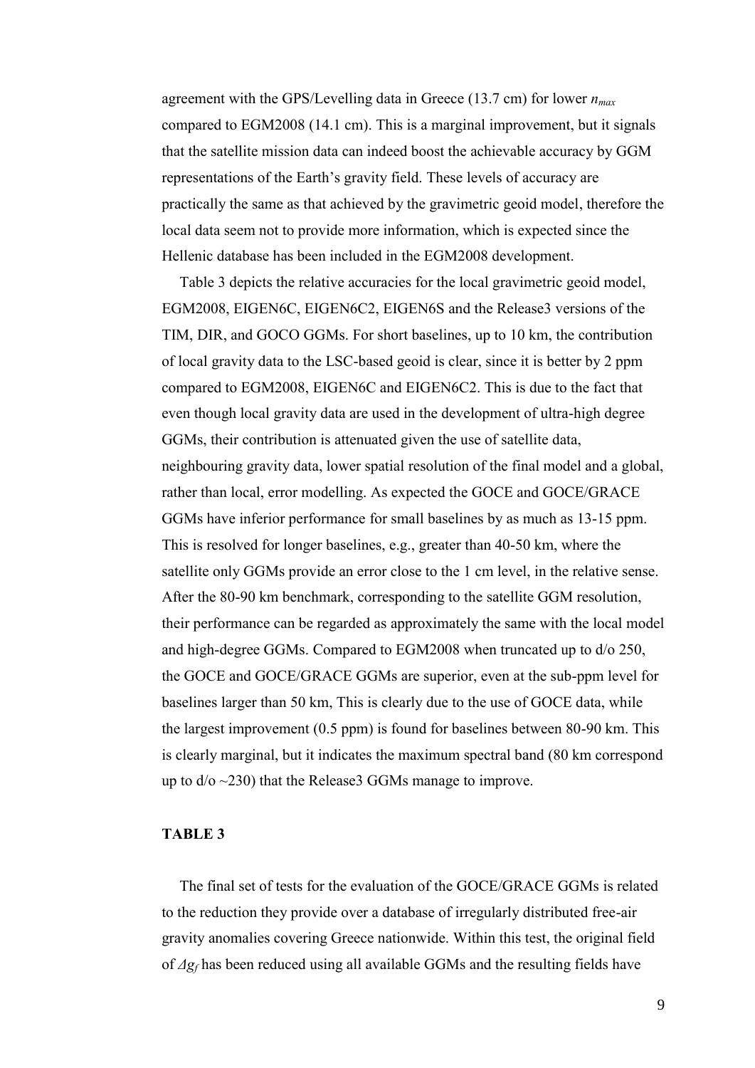agreement with the GPS/Levelling data in Greece (13.7 cm) for lower $n_{max}$ compared to EGM2008 (14.1 cm). This is a marginal improvement, but it signals that the satellite mission data can indeed boost the achievable accuracy by GGM representations of the Earth's gravity field. These levels of accuracy are practically the same as that achieved by the gravimetric geoid model, therefore the local data seem not to provide more information, which is expected since the Hellenic database has been included in the EGM2008 development.

Table 3 depicts the relative accuracies for the local gravimetric geoid model, EGM2008, EIGEN6C, EIGEN6C2, EIGEN6S and the Release3 versions of the TIM, DIR, and GOCO GGMs. For short baselines, up to 10 km, the contribution of local gravity data to the LSC-based geoid is clear, since it is better by 2 ppm compared to EGM2008, EIGEN6C and EIGEN6C2. This is due to the fact that even though local gravity data are used in the development of ultra-high degree GGMs, their contribution is attenuated given the use of satellite data, neighbouring gravity data, lower spatial resolution of the final model and a global, rather than local, error modelling. As expected the GOCE and GOCE/GRACE GGMs have inferior performance for small baselines by as much as 13-15 ppm. This is resolved for longer baselines, e.g., greater than 40-50 km, where the satellite only GGMs provide an error close to the 1 cm level, in the relative sense. After the 80-90 km benchmark, corresponding to the satellite GGM resolution, their performance can be regarded as approximately the same with the local model and high-degree GGMs. Compared to EGM2008 when truncated up to d/o 250, the GOCE and GOCE/GRACE GGMs are superior, even at the sub-ppm level for baselines larger than 50 km, This is clearly due to the use of GOCE data, while the largest improvement (0.5 ppm) is found for baselines between 80-90 km. This is clearly marginal, but it indicates the maximum spectral band (80 km correspond up to d/o ~230) that the Release3 GGMs manage to improve.

**TABLE 3**

The final set of tests for the evaluation of the GOCE/GRACE GGMs is related to the reduction they provide over a database of irregularly distributed free-air gravity anomalies covering Greece nationwide. Within this test, the original field of $\Delta g_f$ has been reduced using all available GGMs and the resulting fields have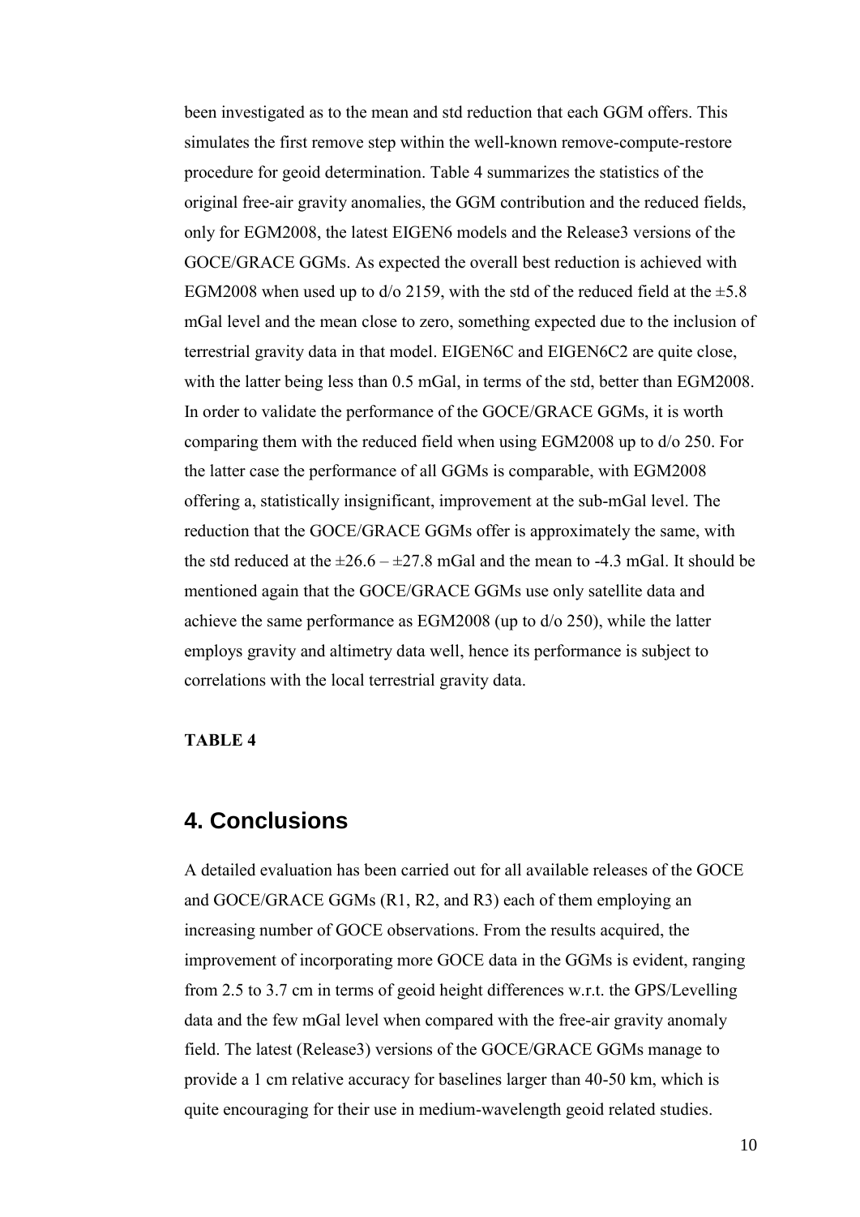been investigated as to the mean and std reduction that each GGM offers. This simulates the first remove step within the well-known remove-compute-restore procedure for geoid determination. Table 4 summarizes the statistics of the original free-air gravity anomalies, the GGM contribution and the reduced fields, only for EGM2008, the latest EIGEN6 models and the Release3 versions of the GOCE/GRACE GGMs. As expected the overall best reduction is achieved with EGM2008 when used up to d/o 2159, with the std of the reduced field at the ±5.8 mGal level and the mean close to zero, something expected due to the inclusion of terrestrial gravity data in that model. EIGEN6C and EIGEN6C2 are quite close, with the latter being less than 0.5 mGal, in terms of the std, better than EGM2008. In order to validate the performance of the GOCE/GRACE GGMs, it is worth comparing them with the reduced field when using EGM2008 up to d/o 250. For the latter case the performance of all GGMs is comparable, with EGM2008 offering a, statistically insignificant, improvement at the sub-mGal level. The reduction that the GOCE/GRACE GGMs offer is approximately the same, with the std reduced at the ±26.6 – ±27.8 mGal and the mean to -4.3 mGal. It should be mentioned again that the GOCE/GRACE GGMs use only satellite data and achieve the same performance as EGM2008 (up to d/o 250), while the latter employs gravity and altimetry data well, hence its performance is subject to correlations with the local terrestrial gravity data.

**TABLE 4**

## 4. Conclusions

A detailed evaluation has been carried out for all available releases of the GOCE and GOCE/GRACE GGMs (R1, R2, and R3) each of them employing an increasing number of GOCE observations. From the results acquired, the improvement of incorporating more GOCE data in the GGMs is evident, ranging from 2.5 to 3.7 cm in terms of geoid height differences w.r.t. the GPS/Levelling data and the few mGal level when compared with the free-air gravity anomaly field. The latest (Release3) versions of the GOCE/GRACE GGMs manage to provide a 1 cm relative accuracy for baselines larger than 40-50 km, which is quite encouraging for their use in medium-wavelength geoid related studies.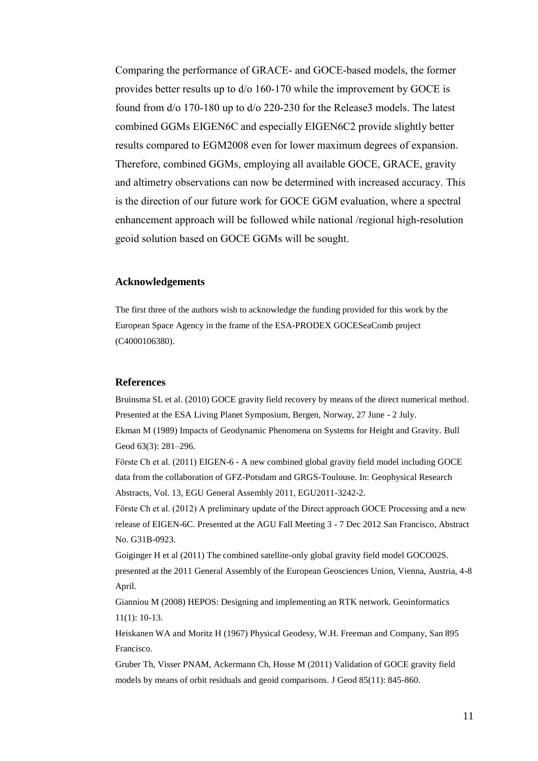Comparing the performance of GRACE- and GOCE-based models, the former provides better results up to d/o 160-170 while the improvement by GOCE is found from d/o 170-180 up to d/o 220-230 for the Release3 models. The latest combined GGMs EIGEN6C and especially EIGEN6C2 provide slightly better results compared to EGM2008 even for lower maximum degrees of expansion. Therefore, combined GGMs, employing all available GOCE, GRACE, gravity and altimetry observations can now be determined with increased accuracy. This is the direction of our future work for GOCE GGM evaluation, where a spectral enhancement approach will be followed while national /regional high-resolution geoid solution based on GOCE GGMs will be sought.

## Acknowledgements

The first three of the authors wish to acknowledge the funding provided for this work by the European Space Agency in the frame of the ESA-PRODEX GOCESeaComb project (C4000106380).

## References

Bruinsma SL et al. (2010) GOCE gravity field recovery by means of the direct numerical method. Presented at the ESA Living Planet Symposium, Bergen, Norway, 27 June - 2 July.

Ekman M (1989) Impacts of Geodynamic Phenomena on Systems for Height and Gravity. Bull Geod 63(3): 281–296.

Förste Ch et al. (2011) EIGEN-6 - A new combined global gravity field model including GOCE data from the collaboration of GFZ-Potsdam and GRGS-Toulouse. In: Geophysical Research Abstracts, Vol. 13, EGU General Assembly 2011, EGU2011-3242-2.

Förste Ch et al. (2012) A preliminary update of the Direct approach GOCE Processing and a new release of EIGEN-6C. Presented at the AGU Fall Meeting 3 - 7 Dec 2012 San Francisco, Abstract No. G31B-0923.

Goiginger H et al (2011) The combined satellite-only global gravity field model GOCO02S. presented at the 2011 General Assembly of the European Geosciences Union, Vienna, Austria, 4-8 April.

Gianniou M (2008) HEPOS: Designing and implementing an RTK network. Geoinformatics 11(1): 10-13.

Heiskanen WA and Moritz H (1967) Physical Geodesy, W.H. Freeman and Company, San 895 Francisco.

Gruber Th, Visser PNAM, Ackermann Ch, Hosse M (2011) Validation of GOCE gravity field models by means of orbit residuals and geoid comparisons. J Geod 85(11): 845-860.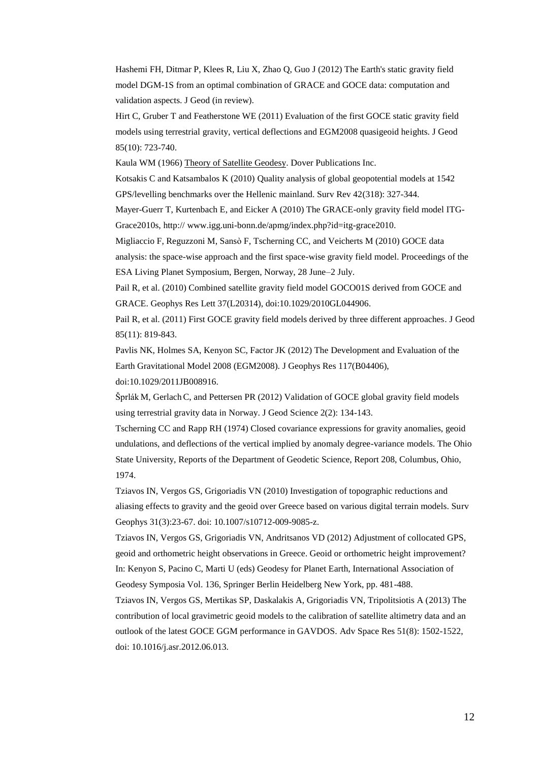Hashemi FH, Ditmar P, Klees R, Liu X, Zhao Q, Guo J (2012) The Earth's static gravity field model DGM-1S from an optimal combination of GRACE and GOCE data: computation and validation aspects. J Geod (in review).

Hirt C, Gruber T and Featherstone WE (2011) Evaluation of the first GOCE static gravity field models using terrestrial gravity, vertical deflections and EGM2008 quasigeoid heights. J Geod 85(10): 723-740.

Kaula WM (1966) Theory of Satellite Geodesy. Dover Publications Inc.

Kotsakis C and Katsambalos K (2010) Quality analysis of global geopotential models at 1542 GPS/levelling benchmarks over the Hellenic mainland. Surv Rev 42(318): 327-344.

Mayer-Guerr T, Kurtenbach E, and Eicker A (2010) The GRACE-only gravity field model ITG-Grace2010s, http:// www.igg.uni-bonn.de/apmg/index.php?id=itg-grace2010.

Migliaccio F, Reguzzoni M, Sansò F, Tscherning CC, and Veicherts M (2010) GOCE data analysis: the space-wise approach and the first space-wise gravity field model. Proceedings of the ESA Living Planet Symposium, Bergen, Norway, 28 June–2 July.

Pail R, et al. (2010) Combined satellite gravity field model GOCO01S derived from GOCE and GRACE. Geophys Res Lett 37(L20314), doi:10.1029/2010GL044906.

Pail R, et al. (2011) First GOCE gravity field models derived by three different approaches. J Geod 85(11): 819-843.

Pavlis NK, Holmes SA, Kenyon SC, Factor JK (2012) The Development and Evaluation of the Earth Gravitational Model 2008 (EGM2008). J Geophys Res 117(B04406), doi:10.1029/2011JB008916.

Šprlák M, Gerlach C, and Pettersen PR (2012) Validation of GOCE global gravity field models using terrestrial gravity data in Norway. J Geod Science 2(2): 134-143.

Tscherning CC and Rapp RH (1974) Closed covariance expressions for gravity anomalies, geoid undulations, and deflections of the vertical implied by anomaly degree-variance models. The Ohio State University, Reports of the Department of Geodetic Science, Report 208, Columbus, Ohio, 1974.

Tziavos IN, Vergos GS, Grigoriadis VN (2010) Investigation of topographic reductions and aliasing effects to gravity and the geoid over Greece based on various digital terrain models. Surv Geophys 31(3):23-67. doi: 10.1007/s10712-009-9085-z.

Tziavos IN, Vergos GS, Grigoriadis VN, Andritsanos VD (2012) Adjustment of collocated GPS, geoid and orthometric height observations in Greece. Geoid or orthometric height improvement? In: Kenyon S, Pacino C, Marti U (eds) Geodesy for Planet Earth, International Association of Geodesy Symposia Vol. 136, Springer Berlin Heidelberg New York, pp. 481-488.

Tziavos IN, Vergos GS, Mertikas SP, Daskalakis A, Grigoriadis VN, Tripolitsiotis A (2013) The contribution of local gravimetric geoid models to the calibration of satellite altimetry data and an outlook of the latest GOCE GGM performance in GAVDOS. Adv Space Res 51(8): 1502-1522, doi: 10.1016/j.asr.2012.06.013.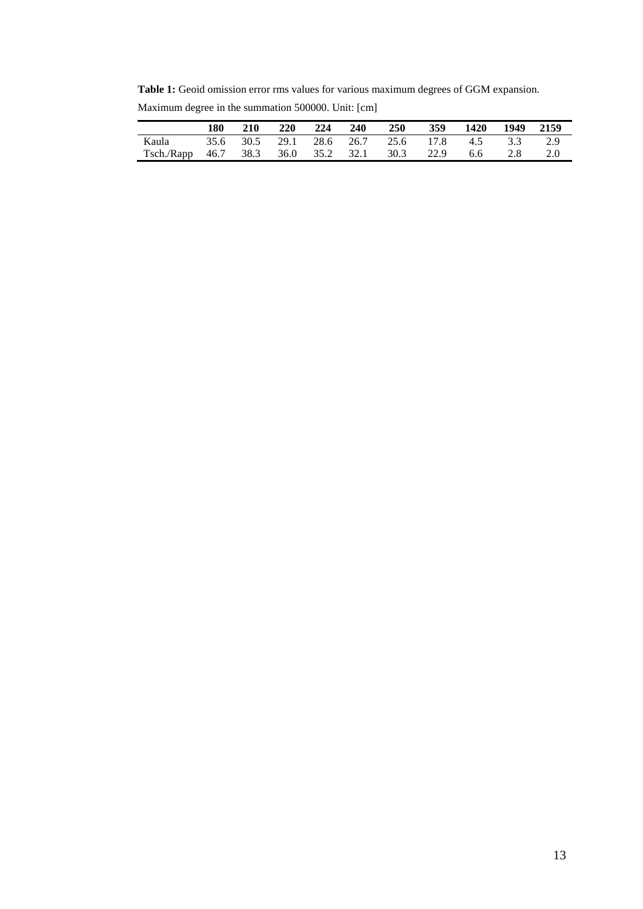**Table 1:** Geoid omission error rms values for various maximum degrees of GGM expansion. Maximum degree in the summation 500000. Unit: [cm]

| | **180** | **210** | **220** | **224** | **240** | **250** | **359** | **1420** | **1949** | **2159** |
|---|---|---|---|---|---|---|---|---|---|---|
| Kaula | 35.6 | 30.5 | 29.1 | 28.6 | 26.7 | 25.6 | 17.8 | 4.5 | 3.3 | 2.9 |
| Tsch./Rapp | 46.7 | 38.3 | 36.0 | 35.2 | 32.1 | 30.3 | 22.9 | 6.6 | 2.8 | 2.0 |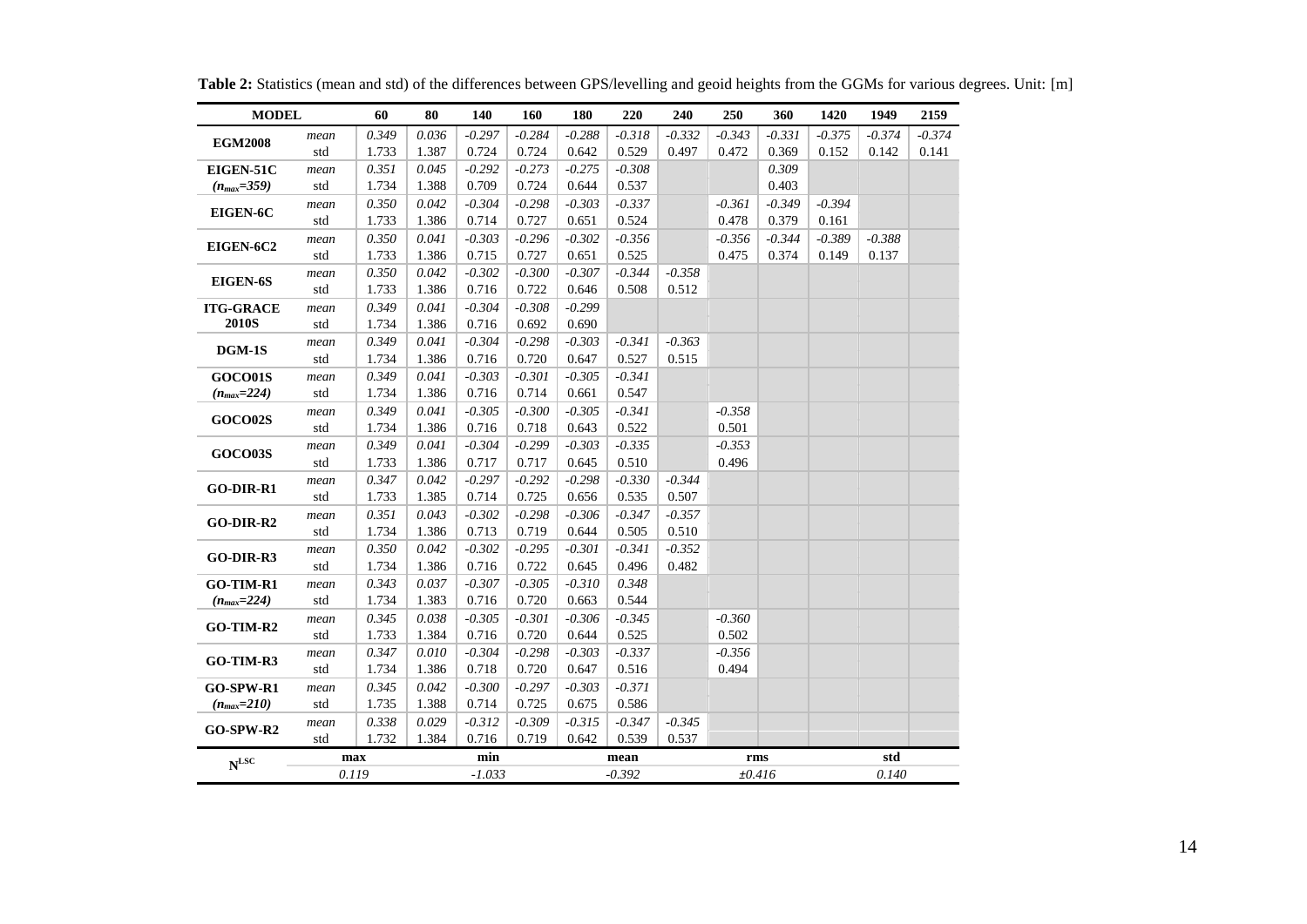**Table 2:** Statistics (mean and std) of the differences between GPS/levelling and geoid heights from the GGMs for various degrees. Unit: [m]

| MODEL | | 60 | 80 | 140 | 160 | 180 | 220 | 240 | 250 | 360 | 1420 | 1949 | 2159 |
|---|---|---|---|---|---|---|---|---|---|---|---|---|---|
| **EGM2008** | *mean* | *0.349* | *0.036* | *-0.297* | *-0.284* | *-0.288* | *-0.318* | *-0.332* | *-0.343* | *-0.331* | *-0.375* | *-0.374* | *-0.374* |
| | std | 1.733 | 1.387 | 0.724 | 0.724 | 0.642 | 0.529 | 0.497 | 0.472 | 0.369 | 0.152 | 0.142 | 0.141 |
| **EIGEN-51C** | *mean* | *0.351* | *0.045* | *-0.292* | *-0.273* | *-0.275* | *-0.308* | | | *0.309* | | | |
| **($n_{max}$=359)** | std | 1.734 | 1.388 | 0.709 | 0.724 | 0.644 | 0.537 | | | 0.403 | | | |
| **EIGEN-6C** | *mean* | *0.350* | *0.042* | *-0.304* | *-0.298* | *-0.303* | *-0.337* | | *-0.361* | *-0.349* | *-0.394* | | |
| | std | 1.733 | 1.386 | 0.714 | 0.727 | 0.651 | 0.524 | | 0.478 | 0.379 | 0.161 | | |
| **EIGEN-6C2** | *mean* | *0.350* | *0.041* | *-0.303* | *-0.296* | *-0.302* | *-0.356* | | *-0.356* | *-0.344* | *-0.389* | *-0.388* | |
| | std | 1.733 | 1.386 | 0.715 | 0.727 | 0.651 | 0.525 | | 0.475 | 0.374 | 0.149 | 0.137 | |
| **EIGEN-6S** | *mean* | *0.350* | *0.042* | *-0.302* | *-0.300* | *-0.307* | *-0.344* | *-0.358* | | | | | |
| | std | 1.733 | 1.386 | 0.716 | 0.722 | 0.646 | 0.508 | 0.512 | | | | | |
| **ITG-GRACE** | *mean* | *0.349* | *0.041* | *-0.304* | *-0.308* | *-0.299* | | | | | | | |
| **2010S** | std | 1.734 | 1.386 | 0.716 | 0.692 | 0.690 | | | | | | | |
| **DGM-1S** | *mean* | *0.349* | *0.041* | *-0.304* | *-0.298* | *-0.303* | *-0.341* | *-0.363* | | | | | |
| | std | 1.734 | 1.386 | 0.716 | 0.720 | 0.647 | 0.527 | 0.515 | | | | | |
| **GOCO01S** | *mean* | *0.349* | *0.041* | *-0.303* | *-0.301* | *-0.305* | *-0.341* | | | | | | |
| **($n_{max}$=224)** | std | 1.734 | 1.386 | 0.716 | 0.714 | 0.661 | 0.547 | | | | | | |
| **GOCO02S** | *mean* | *0.349* | *0.041* | *-0.305* | *-0.300* | *-0.305* | *-0.341* | | *-0.358* | | | | |
| | std | 1.734 | 1.386 | 0.716 | 0.718 | 0.643 | 0.522 | | 0.501 | | | | |
| **GOCO03S** | *mean* | *0.349* | *0.041* | *-0.304* | *-0.299* | *-0.303* | *-0.335* | | *-0.353* | | | | |
| | std | 1.733 | 1.386 | 0.717 | 0.717 | 0.645 | 0.510 | | 0.496 | | | | |
| **GO-DIR-R1** | *mean* | *0.347* | *0.042* | *-0.297* | *-0.292* | *-0.298* | *-0.330* | *-0.344* | | | | | |
| | std | 1.733 | 1.385 | 0.714 | 0.725 | 0.656 | 0.535 | 0.507 | | | | | |
| **GO-DIR-R2** | *mean* | *0.351* | *0.043* | *-0.302* | *-0.298* | *-0.306* | *-0.347* | *-0.357* | | | | | |
| | std | 1.734 | 1.386 | 0.713 | 0.719 | 0.644 | 0.505 | 0.510 | | | | | |
| **GO-DIR-R3** | *mean* | *0.350* | *0.042* | *-0.302* | *-0.295* | *-0.301* | *-0.341* | *-0.352* | | | | | |
| | std | 1.734 | 1.386 | 0.716 | 0.722 | 0.645 | 0.496 | 0.482 | | | | | |
| **GO-TIM-R1** | *mean* | *0.343* | *0.037* | *-0.307* | *-0.305* | *-0.310* | *0.348* | | | | | | |
| **($n_{max}$=224)** | std | 1.734 | 1.383 | 0.716 | 0.720 | 0.663 | 0.544 | | | | | | |
| **GO-TIM-R2** | *mean* | *0.345* | *0.038* | *-0.305* | *-0.301* | *-0.306* | *-0.345* | | *-0.360* | | | | |
| | std | 1.733 | 1.384 | 0.716 | 0.720 | 0.644 | 0.525 | | 0.502 | | | | |
| **GO-TIM-R3** | *mean* | *0.347* | *0.010* | *-0.304* | *-0.298* | *-0.303* | *-0.337* | | *-0.356* | | | | |
| | std | 1.734 | 1.386 | 0.718 | 0.720 | 0.647 | 0.516 | | 0.494 | | | | |
| **GO-SPW-R1** | *mean* | *0.345* | *0.042* | *-0.300* | *-0.297* | *-0.303* | *-0.371* | | | | | | |
| **($n_{max}$=210)** | std | 1.735 | 1.388 | 0.714 | 0.725 | 0.675 | 0.586 | | | | | | |
| **GO-SPW-R2** | *mean* | *0.338* | *0.029* | *-0.312* | *-0.309* | *-0.315* | *-0.347* | *-0.345* | | | | | |
| | std | 1.732 | 1.384 | 0.716 | 0.719 | 0.642 | 0.539 | 0.537 | | | | | |
| **$N^{LSC}$** | **max** | | **min** | | | **mean** | | | **rms** | | | **std** | |
| | *0.119* | | *-1.033* | | | *-0.392* | | | *±0.416* | | | *0.140* | |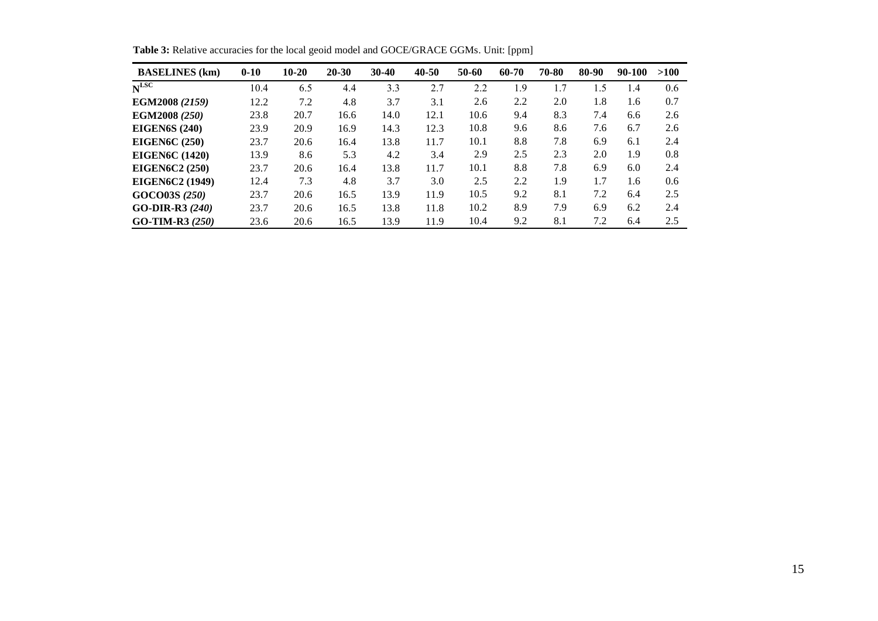**Table 3:** Relative accuracies for the local geoid model and GOCE/GRACE GGMs. Unit: [ppm]

| **BASELINES (km)** | **0-10** | **10-20** | **20-30** | **30-40** | **40-50** | **50-60** | **60-70** | **70-80** | **80-90** | **90-100** | **>100** |
|---|---|---|---|---|---|---|---|---|---|---|---|
| $\mathbf{N^{LSC}}$ | 10.4 | 6.5 | 4.4 | 3.3 | 2.7 | 2.2 | 1.9 | 1.7 | 1.5 | 1.4 | 0.6 |
| **EGM2008** ***(2159)*** | 12.2 | 7.2 | 4.8 | 3.7 | 3.1 | 2.6 | 2.2 | 2.0 | 1.8 | 1.6 | 0.7 |
| **EGM2008** ***(250)*** | 23.8 | 20.7 | 16.6 | 14.0 | 12.1 | 10.6 | 9.4 | 8.3 | 7.4 | 6.6 | 2.6 |
| **EIGEN6S (240)** | 23.9 | 20.9 | 16.9 | 14.3 | 12.3 | 10.8 | 9.6 | 8.6 | 7.6 | 6.7 | 2.6 |
| **EIGEN6C (250)** | 23.7 | 20.6 | 16.4 | 13.8 | 11.7 | 10.1 | 8.8 | 7.8 | 6.9 | 6.1 | 2.4 |
| **EIGEN6C (1420)** | 13.9 | 8.6 | 5.3 | 4.2 | 3.4 | 2.9 | 2.5 | 2.3 | 2.0 | 1.9 | 0.8 |
| **EIGEN6C2 (250)** | 23.7 | 20.6 | 16.4 | 13.8 | 11.7 | 10.1 | 8.8 | 7.8 | 6.9 | 6.0 | 2.4 |
| **EIGEN6C2 (1949)** | 12.4 | 7.3 | 4.8 | 3.7 | 3.0 | 2.5 | 2.2 | 1.9 | 1.7 | 1.6 | 0.6 |
| **GOCO03S** ***(250)*** | 23.7 | 20.6 | 16.5 | 13.9 | 11.9 | 10.5 | 9.2 | 8.1 | 7.2 | 6.4 | 2.5 |
| **GO-DIR-R3** ***(240)*** | 23.7 | 20.6 | 16.5 | 13.8 | 11.8 | 10.2 | 8.9 | 7.9 | 6.9 | 6.2 | 2.4 |
| **GO-TIM-R3** ***(250)*** | 23.6 | 20.6 | 16.5 | 13.9 | 11.9 | 10.4 | 9.2 | 8.1 | 7.2 | 6.4 | 2.5 |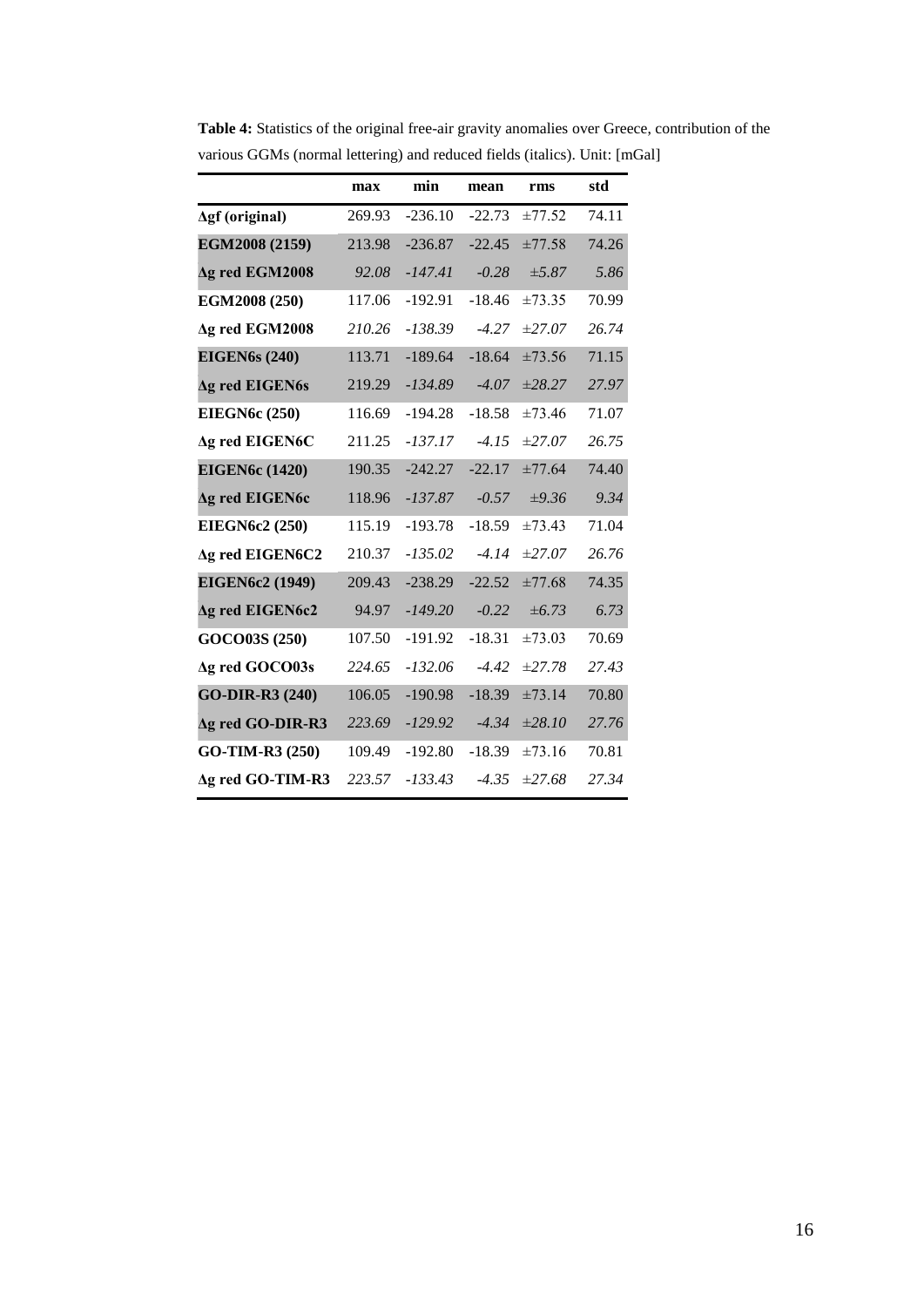**Table 4:** Statistics of the original free-air gravity anomalies over Greece, contribution of the various GGMs (normal lettering) and reduced fields (italics). Unit: [mGal]

| | max | min | mean | rms | std |
|---|---|---|---|---|---|
| **Δgf (original)** | 269.93 | -236.10 | -22.73 | ±77.52 | 74.11 |
| **EGM2008 (2159)** | 213.98 | -236.87 | -22.45 | ±77.58 | 74.26 |
| **Δg red EGM2008** | *92.08* | *-147.41* | *-0.28* | *±5.87* | *5.86* |
| **EGM2008 (250)** | 117.06 | -192.91 | -18.46 | ±73.35 | 70.99 |
| **Δg red EGM2008** | *210.26* | *-138.39* | *-4.27* | *±27.07* | *26.74* |
| **EIGEN6s (240)** | 113.71 | -189.64 | -18.64 | ±73.56 | 71.15 |
| **Δg red EIGEN6s** | *219.29* | *-134.89* | *-4.07* | *±28.27* | *27.97* |
| **EIEGN6c (250)** | 116.69 | -194.28 | -18.58 | ±73.46 | 71.07 |
| **Δg red EIGEN6C** | 211.25 | *-137.17* | *-4.15* | *±27.07* | *26.75* |
| **EIGEN6c (1420)** | 190.35 | -242.27 | -22.17 | ±77.64 | 74.40 |
| **Δg red EIGEN6c** | 118.96 | *-137.87* | *-0.57* | *±9.36* | *9.34* |
| **EIEGN6c2 (250)** | 115.19 | -193.78 | -18.59 | ±73.43 | 71.04 |
| **Δg red EIGEN6C2** | 210.37 | *-135.02* | *-4.14* | *±27.07* | *26.76* |
| **EIGEN6c2 (1949)** | 209.43 | -238.29 | -22.52 | ±77.68 | 74.35 |
| **Δg red EIGEN6c2** | 94.97 | *-149.20* | *-0.22* | *±6.73* | *6.73* |
| **GOCO03S (250)** | 107.50 | -191.92 | -18.31 | ±73.03 | 70.69 |
| **Δg red GOCO03s** | *224.65* | *-132.06* | *-4.42* | *±27.78* | *27.43* |
| **GO-DIR-R3 (240)** | 106.05 | -190.98 | -18.39 | ±73.14 | 70.80 |
| **Δg red GO-DIR-R3** | *223.69* | *-129.92* | *-4.34* | *±28.10* | *27.76* |
| **GO-TIM-R3 (250)** | 109.49 | -192.80 | -18.39 | ±73.16 | 70.81 |
| **Δg red GO-TIM-R3** | *223.57* | *-133.43* | *-4.35* | *±27.68* | *27.34* |